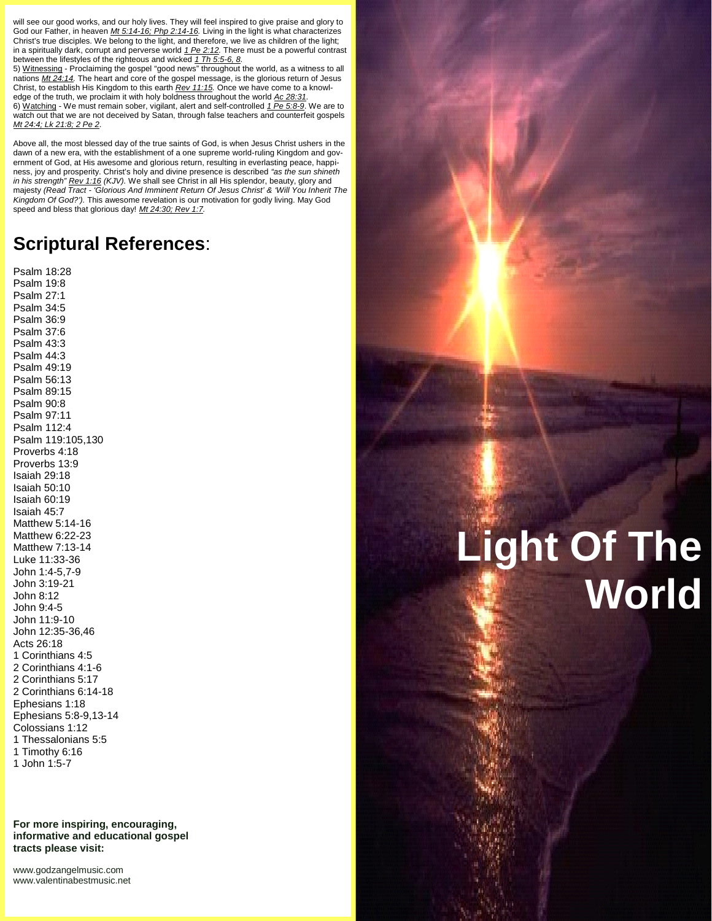will see our good works, and our holy lives. They will feel inspired to give praise and glory to God our Father, in heaven *Mt 5:14-16; Php 2:14-16.* Living in the light is what characterizes Christ's true disciples. We belong to the light, and therefore, we live as children of the light; in a spiritually dark, corrupt and perverse world *1 Pe 2:12.* There must be a powerful contrast between the lifestyles of the righteous and wicked *1 Th 5:5-6, 8.*

5) Witnessing - Proclaiming the gospel "good news" throughout the world, as a witness to all nations *Mt 24:14.* The heart and core of the gospel message, is the glorious return of Jesus Christ, to establish His Kingdom to this earth *Rev 11:15.* Once we have come to a knowledge of the truth, we proclaim it with holy boldness throughout the world *Ac 28:31.*

6) Watching - We must remain sober, vigilant, alert and self-controlled *1 Pe 5:8-9.* We are to watch out that we are not deceived by Satan, through false teachers and counterfeit gospels *Mt 24:4; Lk 21:8; 2 Pe 2.*

Above all, the most blessed day of the true saints of God, is when Jesus Christ ushers in the dawn of a new era, with the establishment of a one supreme world-ruling Kingdom and government of God, at His awesome and glorious return, resulting in everlasting peace, happiness, joy and prosperity. Christ's holy and divine presence is described *"as the sun shineth in his strength" Rev 1:16 (KJV).* We shall see Christ in all His splendor, beauty, glory and majesty *(Read Tract - 'Glorious And Imminent Return Of Jesus Christ' & 'Will You Inherit The Kingdom Of God?').* This awesome revelation is our motivation for godly living. May God speed and bless that glorious day! *Mt 24:30; Rev 1:7.*

## Scriptural References:

Psalm 18:28
Psalm 19:8
Psalm 27:1
Psalm 34:5
Psalm 36:9
Psalm 37:6
Psalm 43:3
Psalm 44:3
Psalm 49:19
Psalm 56:13
Psalm 89:15
Psalm 90:8
Psalm 97:11
Psalm 112:4
Psalm 119:105,130
Proverbs 4:18
Proverbs 13:9
Isaiah 29:18
Isaiah 50:10
Isaiah 60:19
Isaiah 45:7
Matthew 5:14-16
Matthew 6:22-23
Matthew 7:13-14
Luke 11:33-36
John 1:4-5,7-9
John 3:19-21
John 8:12
John 9:4-5
John 11:9-10
John 12:35-36,46
Acts 26:18
1 Corinthians 4:5
2 Corinthians 4:1-6
2 Corinthians 5:17
2 Corinthians 6:14-18
Ephesians 1:18
Ephesians 5:8-9,13-14
Colossians 1:12
1 Thessalonians 5:5
1 Timothy 6:16
1 John 1:5-7

**For more inspiring, encouraging, informative and educational gospel tracts please visit:**

www.godzangelmusic.com
www.valentinabestmusic.net

# Light Of The World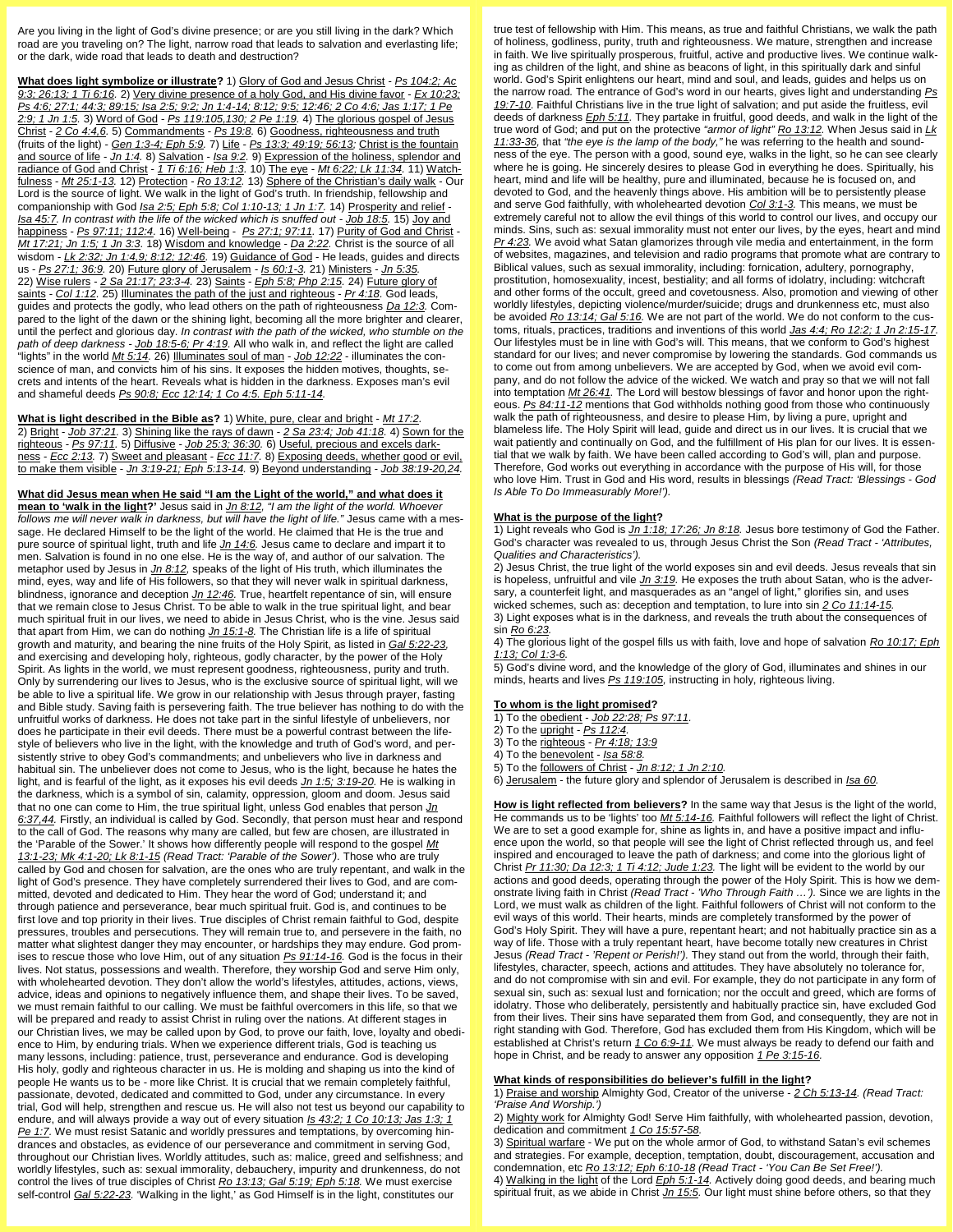Are you living in the light of God's divine presence; or are you still living in the dark? Which road are you traveling on? The light, narrow road that leads to salvation and everlasting life; or the dark, wide road that leads to death and destruction?

**What does light symbolize or illustrate?** 1) Glory of God and Jesus Christ - *Ps 104:2; Ac 9:3; 26:13; 1 Ti 6:16.* 2) Very divine presence of a holy God, and His divine favor - *Ex 10:23; Ps 4:6; 27:1; 44:3; 89:15; Isa 2:5; 9:2; Jn 1:4-14; 8:12; 9:5; 12:46; 2 Co 4:6; Jas 1:17; 1 Pe 2:9; 1 Jn 1:5.* 3) Word of God - *Ps 119:105,130; 2 Pe 1:19.* 4) The glorious gospel of Jesus Christ - *2 Co 4:4,6.* 5) Commandments - *Ps 19:8.* 6) Goodness, righteousness and truth (fruits of the light) - *Gen 1:3-4; Eph 5:9.* 7) Life - *Ps 13:3; 49:19; 56:13;* Christ is the fountain and source of life - *Jn 1:4.* 8) Salvation - *Isa 9:2.* 9) Expression of the holiness, splendor and radiance of God and Christ - *1 Ti 6:16; Heb 1:3.* 10) The eye - *Mt 6:22; Lk 11:34.* 11) Watchfulness - *Mt 25:1-13.* 12) Protection - *Ro 13:12.* 13) Sphere of the Christian's daily walk - Our Lord is the source of light. We walk in the light of God's truth. In friendship, fellowship and companionship with God *Isa 2:5; Eph 5:8; Col 1:10-13; 1 Jn 1:7.* 14) Prosperity and relief - *Isa 45:7. In contrast with the life of the wicked which is snuffed out - Job 18:5.* 15) Joy and happiness - *Ps 97:11; 112:4.* 16) Well-being - *Ps 27:1; 97:11.* 17) Purity of God and Christ - *Mt 17:21; Jn 1:5; 1 Jn 3:3.* 18) Wisdom and knowledge - *Da 2:22.* Christ is the source of all wisdom - *Lk 2:32; Jn 1:4,9; 8:12; 12:46.* 19) Guidance of God - He leads, guides and directs us - *Ps 27:1; 36:9.* 20) Future glory of Jerusalem - *Is 60:1-3.* 21) Ministers - *Jn 5:35.* 22) Wise rulers - *2 Sa 21:17; 23:3-4.* 23) Saints - *Eph 5:8; Php 2:15.* 24) Future glory of saints - *Col 1:12.* 25) Illuminates the path of the just and righteous - *Pr 4:18.* God leads, guides and protects the godly, who lead others on the path of righteousness *Da 12:3.* Compared to the light of the dawn or the shining light, becoming all the more brighter and clearer, until the perfect and glorious day. *In contrast with the path of the wicked, who stumble on the path of deep darkness - Job 18:5-6; Pr 4:19.* All who walk in, and reflect the light are called "lights" in the world *Mt 5:14.* 26) Illuminates soul of man - *Job 12:22* - illuminates the conscience of man, and convicts him of his sins. It exposes the hidden motives, thoughts, secrets and intents of the heart. Reveals what is hidden in the darkness. Exposes man's evil and shameful deeds *Ps 90:8; Ecc 12:14; 1 Co 4:5. Eph 5:11-14.*

**What is light described in the Bible as?** 1) White, pure, clear and bright - *Mt 17:2.* 2) Bright - *Job 37:21.* 3) Shining like the rays of dawn - *2 Sa 23:4; Job 41:18.* 4) Sown for the righteous - *Ps 97:11.* 5) Diffusive - *Job 25:3; 36:30.* 6) Useful, precious and excels darkness - *Ecc 2:13.* 7) Sweet and pleasant - *Ecc 11:7.* 8) Exposing deeds, whether good or evil, to make them visible - *Jn 3:19-21; Eph 5:13-14.* 9) Beyond understanding - *Job 38:19-20,24.*

**What did Jesus mean when He said "I am the Light of the world," and what does it mean to 'walk in the light?'** Jesus said in *Jn 8:12, "I am the light of the world. Whoever follows me will never walk in darkness, but will have the light of life."* Jesus came with a message. He declared Himself to be the light of the world. He claimed that He is the true and pure source of spiritual light, truth and life *Jn 14:6.* Jesus came to declare and impart it to men. Salvation is found in no one else. He is the way of, and author of our salvation. The metaphor used by Jesus in *Jn 8:12,* speaks of the light of His truth, which illuminates the mind, eyes, way and life of His followers, so that they will never walk in spiritual darkness, blindness, ignorance and deception *Jn 12:46.* True, heartfelt repentance of sin, will ensure that we remain close to Jesus Christ. To be able to walk in the true spiritual light, and bear much spiritual fruit in our lives, we need to abide in Jesus Christ, who is the vine. Jesus said that apart from Him, we can do nothing *Jn 15:1-8.* The Christian life is a life of spiritual growth and maturity, and bearing the nine fruits of the Holy Spirit, as listed in *Gal 5:22-23,* and exercising and developing holy, righteous, godly character, by the power of the Holy Spirit. As lights in the world, we must represent goodness, righteousness, purity and truth. Only by surrendering our lives to Jesus, who is the exclusive source of spiritual light, will we be able to live a spiritual life. We grow in our relationship with Jesus through prayer, fasting and Bible study. Saving faith is persevering faith. The true believer has nothing to do with the unfruitful works of darkness. He does not take part in the sinful lifestyle of unbelievers, nor does he participate in their evil deeds. There must be a powerful contrast between the lifestyle of believers who live in the light, with the knowledge and truth of God's word, and persistently strive to obey God's commandments; and unbelievers who live in darkness and habitual sin. The unbeliever does not come to Jesus, who is the light, because he hates the light, and is fearful of the light, as it exposes his evil deeds *Jn 1:5; 3:19-20.* He is walking in the darkness, which is a symbol of sin, calamity, oppression, gloom and doom. Jesus said that no one can come to Him, the true spiritual light, unless God enables that person *Jn 6:37,44.* Firstly, an individual is called by God. Secondly, that person must hear and respond to the call of God. The reasons why many are called, but few are chosen, are illustrated in the 'Parable of the Sower.' It shows how differently people will respond to the gospel *Mt 13:1-23; Mk 4:1-20; Lk 8:1-15 (Read Tract: 'Parable of the Sower').* Those who are truly called by God and chosen for salvation, are the ones who are truly repentant, and walk in the light of God's presence. They have completely surrendered their lives to God, and are committed, devoted and dedicated to Him. They hear the word of God; understand it; and through patience and perseverance, bear much spiritual fruit. God is, and continues to be first love and top priority in their lives. True disciples of Christ remain faithful to God, despite pressures, troubles and persecutions. They will remain true to, and persevere in the faith, no matter what slightest danger they may encounter, or hardships they may endure. God promises to rescue those who love Him, out of any situation *Ps 91:14-16.* God is the focus in their lives. Not status, possessions and wealth. Therefore, they worship God and serve Him only, with wholehearted devotion. They don't allow the world's lifestyles, attitudes, actions, views, advice, ideas and opinions to negatively influence them, and shape their lives. To be saved, we must remain faithful to our calling. We must be faithful overcomers in this life, so that we will be prepared and ready to assist Christ in ruling over the nations. At different stages in our Christian lives, we may be called upon by God, to prove our faith, love, loyalty and obedience to Him, by enduring trials. When we experience different trials, God is teaching us many lessons, including: patience, trust, perseverance and endurance. God is developing His holy, godly and righteous character in us. He is molding and shaping us into the kind of people He wants us to be - more like Christ. It is crucial that we remain completely faithful, passionate, devoted, dedicated and committed to God, under any circumstance. In every trial, God will help, strengthen and rescue us. He will also not test us beyond our capability to endure, and will always provide a way out of every situation *Is 43:2; 1 Co 10:13; Jas 1:3; 1 Pe 1:7.* We must resist Satanic and worldly pressures and temptations, by overcoming hindrances and obstacles, as evidence of our perseverance and commitment in serving God, throughout our Christian lives. Worldly attitudes, such as: malice, greed and selfishness; and worldly lifestyles, such as: sexual immorality, debauchery, impurity and drunkenness, do not control the lives of true disciples of Christ *Ro 13:13; Gal 5:19; Eph 5:18.* We must exercise self-control *Gal 5:22-23.* 'Walking in the light,' as God Himself is in the light, constitutes our true test of fellowship with Him. This means, as true and faithful Christians, we walk the path of holiness, godliness, purity, truth and righteousness. We mature, strengthen and increase in faith. We live spiritually prosperous, fruitful, active and productive lives. We continue walking as children of the light, and shine as beacons of light, in this spiritually dark and sinful world. God's Spirit enlightens our heart, mind and soul, and leads, guides and helps us on the narrow road. The entrance of God's word in our hearts, gives light and understanding *Ps 19:7-10.* Faithful Christians live in the true light of salvation; and put aside the fruitless, evil deeds of darkness *Eph 5:11.* They partake in fruitful, good deeds, and walk in the light of the true word of God; and put on the protective *"armor of light" Ro 13:12.* When Jesus said in *Lk 11:33-36,* that *"the eye is the lamp of the body,"* he was referring to the health and soundness of the eye. The person with a good, sound eye, walks in the light, so he can see clearly where he is going. He sincerely desires to please God in everything he does. Spiritually, his heart, mind and life will be healthy, pure and illuminated, because he is focused on, and devoted to God, and the heavenly things above. His ambition will be to persistently please and serve God faithfully, with wholehearted devotion *Col 3:1-3.* This means, we must be extremely careful not to allow the evil things of this world to control our lives, and occupy our minds. Sins, such as: sexual immorality must not enter our lives, by the eyes, heart and mind *Pr 4:23.* We avoid what Satan glamorizes through vile media and entertainment, in the form of websites, magazines, and television and radio programs that promote what are contrary to Biblical values, such as sexual immorality, including: fornication, adultery, pornography, prostitution, homosexuality, incest, bestiality; and all forms of idolatry, including: witchcraft and other forms of the occult, greed and covetousness. Also, promotion and viewing of other worldly lifestyles, depicting violence/murder/suicide; drugs and drunkenness etc, must also be avoided *Ro 13:14; Gal 5:16.* We are not part of the world. We do not conform to the customs, rituals, practices, traditions and inventions of this world *Jas 4:4; Ro 12:2; 1 Jn 2:15-17.* Our lifestyles must be in line with God's will. This means, that we conform to God's highest standard for our lives; and never compromise by lowering the standards. God commands us to come out from among unbelievers. We are accepted by God, when we avoid evil company, and do not follow the advice of the wicked. We watch and pray so that we will not fall into temptation *Mt 26:41.* The Lord will bestow blessings of favor and honor upon the righteous. *Ps 84:11-12* mentions that God withholds nothing good from those who continuously walk the path of righteousness, and desire to please Him, by living a pure, upright and blameless life. The Holy Spirit will lead, guide and direct us in our lives. It is crucial that we wait patiently and continually on God, and the fulfillment of His plan for our lives. It is essential that we walk by faith. We have been called according to God's will, plan and purpose. Therefore, God works out everything in accordance with the purpose of His will, for those who love Him. Trust in God and His word, results in blessings *(Read Tract: 'Blessings - God Is Able To Do Immeasurably More!').*

**What is the purpose of the light?**

1) Light reveals who God is *Jn 1:18; 17:26; Jn 8:18.* Jesus bore testimony of God the Father. God's character was revealed to us, through Jesus Christ the Son *(Read Tract - 'Attributes, Qualities and Characteristics').*

2) Jesus Christ, the true light of the world exposes sin and evil deeds. Jesus reveals that sin is hopeless, unfruitful and vile *Jn 3:19.* He exposes the truth about Satan, who is the adversary, a counterfeit light, and masquerades as an "angel of light," glorifies sin, and uses wicked schemes, such as: deception and temptation, to lure into sin *2 Co 11:14-15.*

3) Light exposes what is in the darkness, and reveals the truth about the consequences of sin *Ro 6:23.*

4) The glorious light of the gospel fills us with faith, love and hope of salvation *Ro 10:17; Eph 1:13; Col 1:3-6.*

5) God's divine word, and the knowledge of the glory of God, illuminates and shines in our minds, hearts and lives *Ps 119:105,* instructing in holy, righteous living.

**To whom is the light promised?**

1) To the obedient - *Job 22:28; Ps 97:11.*
2) To the upright - *Ps 112:4.*
3) To the righteous - *Pr 4:18; 13:9*
4) To the benevolent - *Isa 58:8.*
5) To the followers of Christ - *Jn 8:12; 1 Jn 2:10.*
6) Jerusalem - the future glory and splendor of Jerusalem is described in *Isa 60.*

**How is light reflected from believers?** In the same way that Jesus is the light of the world, He commands us to be 'lights' too *Mt 5:14-16.* Faithful followers will reflect the light of Christ. We are to set a good example for, shine as lights in, and have a positive impact and influence upon the world, so that people will see the light of Christ reflected through us, and feel inspired and encouraged to leave the path of darkness; and come into the glorious light of Christ *Pr 11:30; Da 12:3; 1 Ti 4:12; Jude 1:23.* The light will be evident to the world by our actions and good deeds, operating through the power of the Holy Spirit. This is how we demonstrate living faith in Christ *(Read Tract - 'Who Through Faith …').* Since we are lights in the Lord, we must walk as children of the light. Faithful followers of Christ will not conform to the evil ways of this world. Their hearts, minds are completely transformed by the power of God's Holy Spirit. They will have a pure, repentant heart; and not habitually practice sin as a way of life. Those with a truly repentant heart, have become totally new creatures in Christ Jesus *(Read Tract - 'Repent or Perish!').* They stand out from the world, through their faith, lifestyles, character, speech, actions and attitudes. They have absolutely no tolerance for, and do not compromise with sin and evil. For example, they do not participate in any form of sexual sin, such as: sexual lust and fornication; nor the occult and greed, which are forms of idolatry. Those who deliberately, persistently and habitually practice sin, have excluded God from their lives. Their sins have separated them from God, and consequently, they are not in right standing with God. Therefore, God has excluded them from His Kingdom, which will be established at Christ's return *1 Co 6:9-11.* We must always be ready to defend our faith and hope in Christ, and be ready to answer any opposition *1 Pe 3:15-16.*

**What kinds of responsibilities do believer's fulfill in the light?**

1) Praise and worship Almighty God, Creator of the universe - *2 Ch 5:13-14. (Read Tract: 'Praise And Worship.')*

2) Mighty work for Almighty God! Serve Him faithfully, with wholehearted passion, devotion, dedication and commitment *1 Co 15:57-58.*

3) Spiritual warfare - We put on the whole armor of God, to withstand Satan's evil schemes and strategies. For example, deception, temptation, doubt, discouragement, accusation and condemnation, etc *Ro 13:12; Eph 6:10-18 (Read Tract - 'You Can Be Set Free!').*

4) Walking in the light of the Lord *Eph 5:1-14.* Actively doing good deeds, and bearing much spiritual fruit, as we abide in Christ *Jn 15:5.* Our light must shine before others, so that they